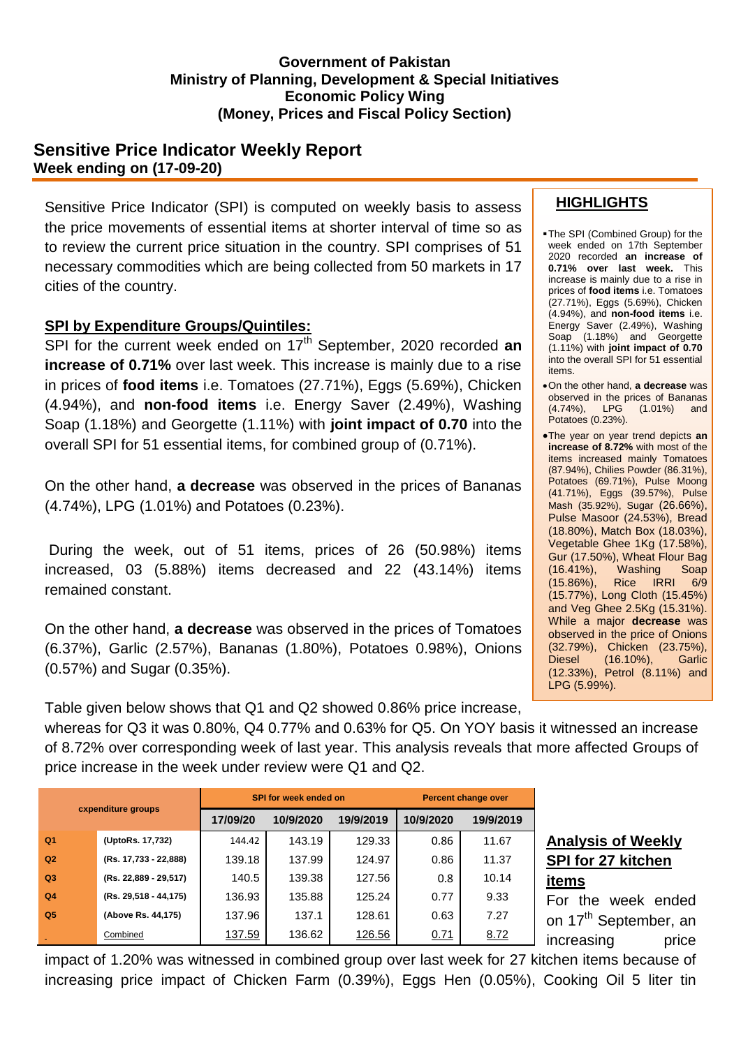**Government of Pakistan**
**Ministry of Planning, Development & Special Initiatives**
**Economic Policy Wing**
**(Money, Prices and Fiscal Policy Section)**

## Sensitive Price Indicator Weekly Report

**Week ending on (17-09-20)**

Sensitive Price Indicator (SPI) is computed on weekly basis to assess the price movements of essential items at shorter interval of time so as to review the current price situation in the country. SPI comprises of 51 necessary commodities which are being collected from 50 markets in 17 cities of the country.

### SPI by Expenditure Groups/Quintiles:

SPI for the current week ended on 17th September, 2020 recorded **an increase of 0.71%** over last week. This increase is mainly due to a rise in prices of **food items** i.e. Tomatoes (27.71%), Eggs (5.69%), Chicken (4.94%), and **non-food items** i.e. Energy Saver (2.49%), Washing Soap (1.18%) and Georgette (1.11%) with **joint impact of 0.70** into the overall SPI for 51 essential items, for combined group of (0.71%).

On the other hand, **a decrease** was observed in the prices of Bananas (4.74%), LPG (1.01%) and Potatoes (0.23%).

During the week, out of 51 items, prices of 26 (50.98%) items increased, 03 (5.88%) items decreased and 22 (43.14%) items remained constant.

On the other hand, **a decrease** was observed in the prices of Tomatoes (6.37%), Garlic (2.57%), Bananas (1.80%), Potatoes 0.98%), Onions (0.57%) and Sugar (0.35%).

Table given below shows that Q1 and Q2 showed 0.86% price increase, whereas for Q3 it was 0.80%, Q4 0.77% and 0.63% for Q5. On YOY basis it witnessed an increase of 8.72% over corresponding week of last year. This analysis reveals that more affected Groups of price increase in the week under review were Q1 and Q2.

### HIGHLIGHTS

- The SPI (Combined Group) for the week ended on 17th September 2020 recorded **an increase of 0.71% over last week.** This increase is mainly due to a rise in prices of **food items** i.e. Tomatoes (27.71%), Eggs (5.69%), Chicken (4.94%), and **non-food items** i.e. Energy Saver (2.49%), Washing Soap (1.18%) and Georgette (1.11%) with **joint impact of 0.70** into the overall SPI for 51 essential items.
- On the other hand, **a decrease** was observed in the prices of Bananas (4.74%), LPG (1.01%) and Potatoes (0.23%).
- The year on year trend depicts **an increase of 8.72%** with most of the items increased mainly Tomatoes (87.94%), Chilies Powder (86.31%), Potatoes (69.71%), Pulse Moong (41.71%), Eggs (39.57%), Pulse Mash (35.92%), Sugar (26.66%), Pulse Masoor (24.53%), Bread (18.80%), Match Box (18.03%), Vegetable Ghee 1Kg (17.58%), Gur (17.50%), Wheat Flour Bag (16.41%), Washing Soap (15.86%), Rice IRRI 6/9 (15.77%), Long Cloth (15.45%) and Veg Ghee 2.5Kg (15.31%). While a major **decrease** was observed in the price of Onions (32.79%), Chicken (23.75%), Diesel (16.10%), Garlic (12.33%), Petrol (8.11%) and LPG (5.99%).

| expenditure groups | | SPI for week ended on | | | Percent change over | |
|---|---|---|---|---|---|---|
| | | 17/09/20 | 10/9/2020 | 19/9/2019 | 10/9/2020 | 19/9/2019 |
| Q1 | (UptoRs. 17,732) | 144.42 | 143.19 | 129.33 | 0.86 | 11.67 |
| Q2 | (Rs. 17,733 - 22,888) | 139.18 | 137.99 | 124.97 | 0.86 | 11.37 |
| Q3 | (Rs. 22,889 - 29,517) | 140.5 | 139.38 | 127.56 | 0.8 | 10.14 |
| Q4 | (Rs. 29,518 - 44,175) | 136.93 | 135.88 | 125.24 | 0.77 | 9.33 |
| Q5 | (Above Rs. 44,175) | 137.96 | 137.1 | 128.61 | 0.63 | 7.27 |
| - | Combined | 137.59 | 136.62 | 126.56 | 0.71 | 8.72 |

### Analysis of Weekly SPI for 27 kitchen items

For the week ended on 17th September, an increasing price impact of 1.20% was witnessed in combined group over last week for 27 kitchen items because of increasing price impact of Chicken Farm (0.39%), Eggs Hen (0.05%), Cooking Oil 5 liter tin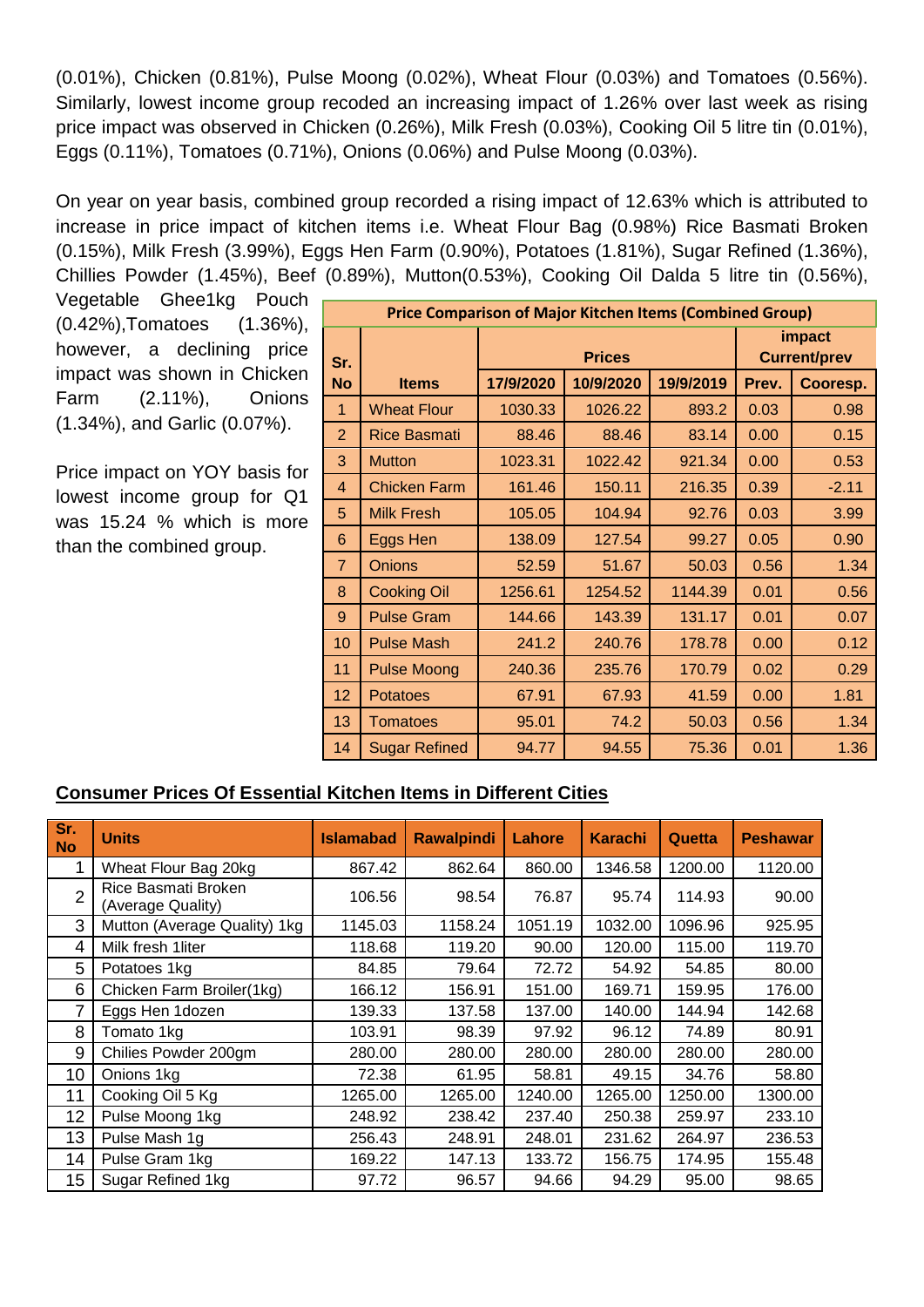(0.01%), Chicken (0.81%), Pulse Moong (0.02%), Wheat Flour (0.03%) and Tomatoes (0.56%). Similarly, lowest income group recoded an increasing impact of 1.26% over last week as rising price impact was observed in Chicken (0.26%), Milk Fresh (0.03%), Cooking Oil 5 litre tin (0.01%), Eggs (0.11%), Tomatoes (0.71%), Onions (0.06%) and Pulse Moong (0.03%).

On year on year basis, combined group recorded a rising impact of 12.63% which is attributed to increase in price impact of kitchen items i.e. Wheat Flour Bag (0.98%) Rice Basmati Broken (0.15%), Milk Fresh (3.99%), Eggs Hen Farm (0.90%), Potatoes (1.81%), Sugar Refined (1.36%), Chillies Powder (1.45%), Beef (0.89%), Mutton(0.53%), Cooking Oil Dalda 5 litre tin (0.56%), Vegetable Ghee1kg Pouch (0.42%),Tomatoes (1.36%), however, a declining price impact was shown in Chicken Farm (2.11%), Onions (1.34%), and Garlic (0.07%).

Price impact on YOY basis for lowest income group for Q1 was 15.24 % which is more than the combined group.

**Price Comparison of Major Kitchen Items (Combined Group)**

| Sr. No | Items | Prices | | | impact Current/prev | |
|---|---|---|---|---|---|---|
| | | 17/9/2020 | 10/9/2020 | 19/9/2019 | Prev. | Cooresp. |
| 1 | Wheat Flour | 1030.33 | 1026.22 | 893.2 | 0.03 | 0.98 |
| 2 | Rice Basmati | 88.46 | 88.46 | 83.14 | 0.00 | 0.15 |
| 3 | Mutton | 1023.31 | 1022.42 | 921.34 | 0.00 | 0.53 |
| 4 | Chicken Farm | 161.46 | 150.11 | 216.35 | 0.39 | -2.11 |
| 5 | Milk Fresh | 105.05 | 104.94 | 92.76 | 0.03 | 3.99 |
| 6 | Eggs Hen | 138.09 | 127.54 | 99.27 | 0.05 | 0.90 |
| 7 | Onions | 52.59 | 51.67 | 50.03 | 0.56 | 1.34 |
| 8 | Cooking Oil | 1256.61 | 1254.52 | 1144.39 | 0.01 | 0.56 |
| 9 | Pulse Gram | 144.66 | 143.39 | 131.17 | 0.01 | 0.07 |
| 10 | Pulse Mash | 241.2 | 240.76 | 178.78 | 0.00 | 0.12 |
| 11 | Pulse Moong | 240.36 | 235.76 | 170.79 | 0.02 | 0.29 |
| 12 | Potatoes | 67.91 | 67.93 | 41.59 | 0.00 | 1.81 |
| 13 | Tomatoes | 95.01 | 74.2 | 50.03 | 0.56 | 1.34 |
| 14 | Sugar Refined | 94.77 | 94.55 | 75.36 | 0.01 | 1.36 |

## Consumer Prices Of Essential Kitchen Items in Different Cities

| Sr. No | Units | Islamabad | Rawalpindi | Lahore | Karachi | Quetta | Peshawar |
|---|---|---|---|---|---|---|---|
| 1 | Wheat Flour Bag 20kg | 867.42 | 862.64 | 860.00 | 1346.58 | 1200.00 | 1120.00 |
| 2 | Rice Basmati Broken (Average Quality) | 106.56 | 98.54 | 76.87 | 95.74 | 114.93 | 90.00 |
| 3 | Mutton (Average Quality) 1kg | 1145.03 | 1158.24 | 1051.19 | 1032.00 | 1096.96 | 925.95 |
| 4 | Milk fresh 1liter | 118.68 | 119.20 | 90.00 | 120.00 | 115.00 | 119.70 |
| 5 | Potatoes 1kg | 84.85 | 79.64 | 72.72 | 54.92 | 54.85 | 80.00 |
| 6 | Chicken Farm Broiler(1kg) | 166.12 | 156.91 | 151.00 | 169.71 | 159.95 | 176.00 |
| 7 | Eggs Hen 1dozen | 139.33 | 137.58 | 137.00 | 140.00 | 144.94 | 142.68 |
| 8 | Tomato 1kg | 103.91 | 98.39 | 97.92 | 96.12 | 74.89 | 80.91 |
| 9 | Chilies Powder 200gm | 280.00 | 280.00 | 280.00 | 280.00 | 280.00 | 280.00 |
| 10 | Onions 1kg | 72.38 | 61.95 | 58.81 | 49.15 | 34.76 | 58.80 |
| 11 | Cooking Oil 5 Kg | 1265.00 | 1265.00 | 1240.00 | 1265.00 | 1250.00 | 1300.00 |
| 12 | Pulse Moong 1kg | 248.92 | 238.42 | 237.40 | 250.38 | 259.97 | 233.10 |
| 13 | Pulse Mash 1g | 256.43 | 248.91 | 248.01 | 231.62 | 264.97 | 236.53 |
| 14 | Pulse Gram 1kg | 169.22 | 147.13 | 133.72 | 156.75 | 174.95 | 155.48 |
| 15 | Sugar Refined 1kg | 97.72 | 96.57 | 94.66 | 94.29 | 95.00 | 98.65 |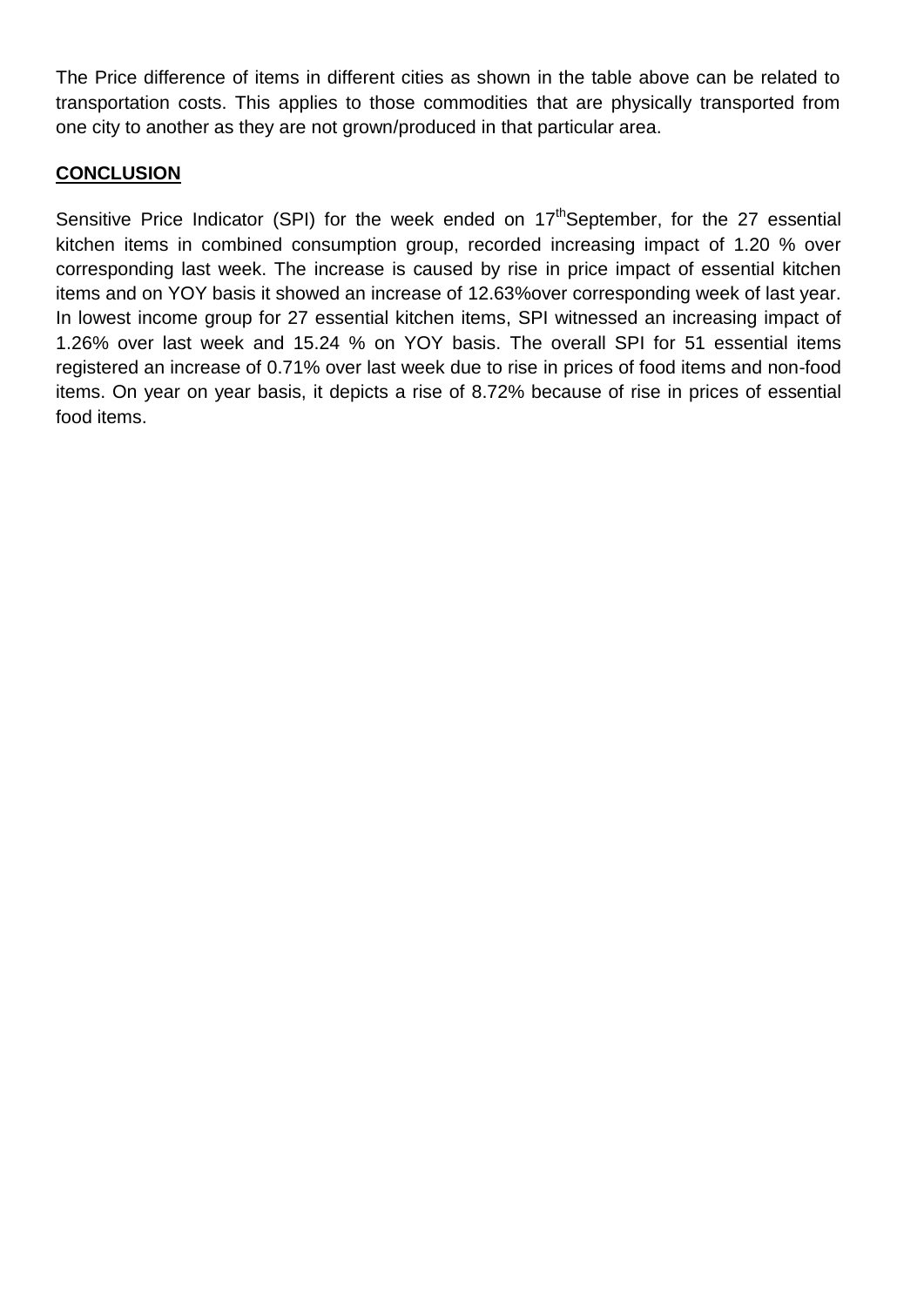The Price difference of items in different cities as shown in the table above can be related to transportation costs. This applies to those commodities that are physically transported from one city to another as they are not grown/produced in that particular area.

## CONCLUSION

Sensitive Price Indicator (SPI) for the week ended on 17thSeptember, for the 27 essential kitchen items in combined consumption group, recorded increasing impact of 1.20 % over corresponding last week. The increase is caused by rise in price impact of essential kitchen items and on YOY basis it showed an increase of 12.63%over corresponding week of last year. In lowest income group for 27 essential kitchen items, SPI witnessed an increasing impact of 1.26% over last week and 15.24 % on YOY basis. The overall SPI for 51 essential items registered an increase of 0.71% over last week due to rise in prices of food items and non-food items. On year on year basis, it depicts a rise of 8.72% because of rise in prices of essential food items.